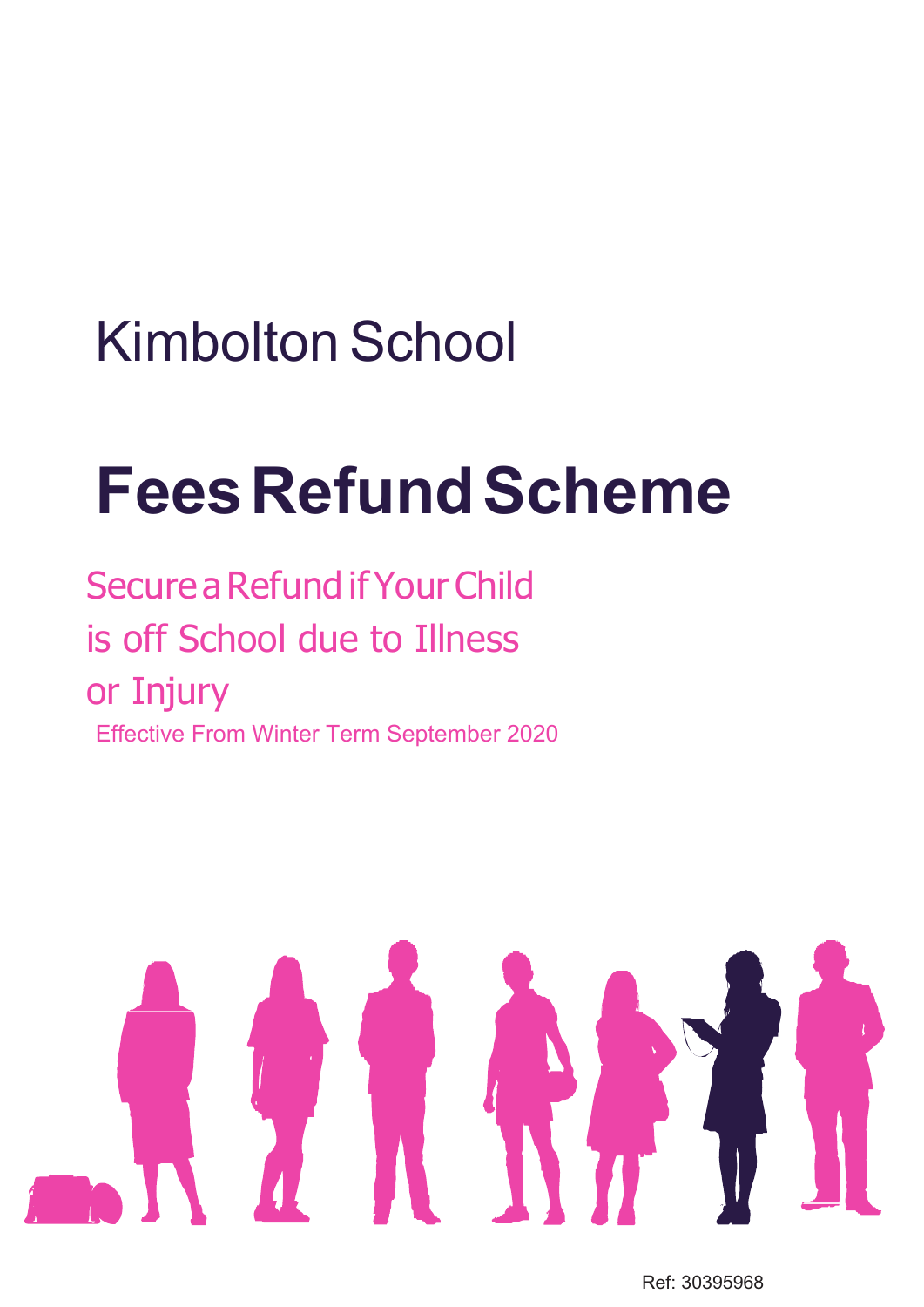Kimbolton School

# Fees Refund Scheme

Secure a Refund if Your Child is off School due to Illness or Injury

Effective From Winter Term September 2020

Ref: 30395968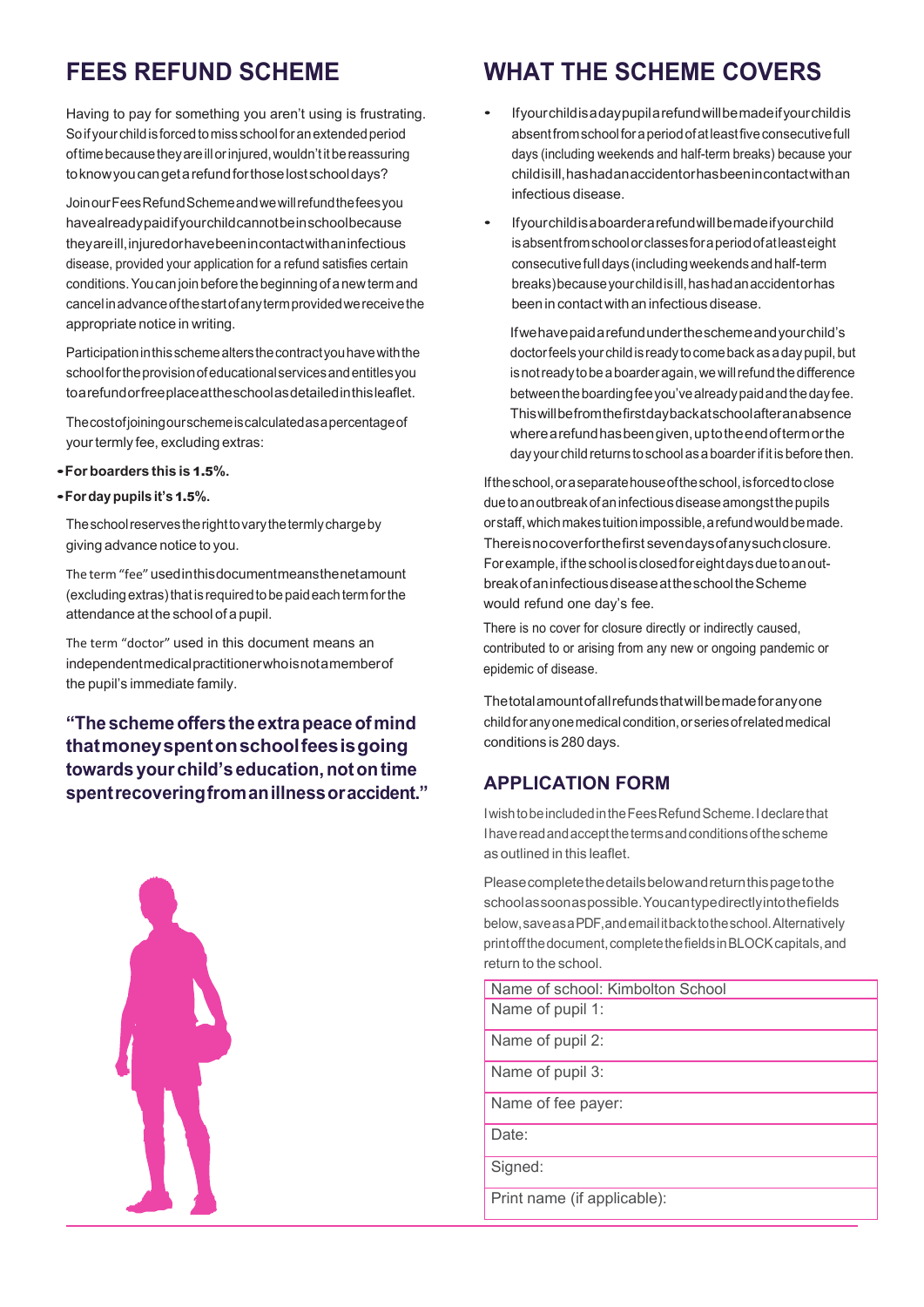# FEES REFUND SCHEME

Having to pay for something you aren't using is frustrating. So if your child is forced to miss school for an extended period of time because they are ill or injured, wouldn't it be reassuring to know you can get a refund for those lost school days?

Join our Fees Refund Scheme and we will refund the fees you have already paid if your child cannot be in school because they are ill, injured or have been in contact with an infectious disease, provided your application for a refund satisfies certain conditions. You can join before the beginning of a new term and cancel in advance of the start of any term provided we receive the appropriate notice in writing.

Participation in this scheme alters the contract you have with the school for the provision of educational services and entitles you to a refund or free place at the school as detailed in this leaflet.

The cost of joining our scheme is calculated as a percentage of your termly fee, excluding extras:

- **For boarders this is 1.5%.**
- **For day pupils it's 1.5%.**

The school reserves the right to vary the termly charge by giving advance notice to you.

The term "fee" used in this document means the net amount (excluding extras) that is required to be paid each term for the attendance at the school of a pupil.

The term "doctor" used in this document means an independent medical practitioner who is not a member of the pupil's immediate family.

**"The scheme offers the extra peace of mind that money spent on school fees is going towards your child's education, not on time spent recovering from an illness or accident."**

# WHAT THE SCHEME COVERS

- If your child is a day pupil a refund will be made if your child is absent from school for a period of at least five consecutive full days (including weekends and half-term breaks) because your child is ill, has had an accident or has been in contact with an infectious disease.
- If your child is a boarder a refund will be made if your child is absent from school or classes for a period of at least eight consecutive full days (including weekends and half-term breaks) because your child is ill, has had an accident or has been in contact with an infectious disease.

  If we have paid a refund under the scheme and your child's doctor feels your child is ready to come back as a day pupil, but is not ready to be a boarder again, we will refund the difference between the boarding fee you've already paid and the day fee. This will be from the first day back at school after an absence where a refund has been given, up to the end of term or the day your child returns to school as a boarder if it is before then.

If the school, or a separate house of the school, is forced to close due to an outbreak of an infectious disease amongst the pupils or staff, which makes tuition impossible, a refund would be made. There is no cover for the first seven days of any such closure. For example, if the school is closed for eight days due to an outbreak of an infectious disease at the school the Scheme would refund one day's fee.

There is no cover for closure directly or indirectly caused, contributed to or arising from any new or ongoing pandemic or epidemic of disease.

The total amount of all refunds that will be made for any one child for any one medical condition, or series of related medical conditions is 280 days.

## APPLICATION FORM

I wish to be included in the Fees Refund Scheme. I declare that I have read and accept the terms and conditions of the scheme as outlined in this leaflet.

Please complete the details below and return this page to the school as soon as possible. You can type directly into the fields below, save as a PDF, and email it back to the school. Alternatively print off the document, complete the fields in BLOCK capitals, and return to the school.

| Name of school: Kimbolton School |
|---|
| Name of pupil 1: |
| Name of pupil 2: |
| Name of pupil 3: |
| Name of fee payer: |
| Date: |
| Signed: |
| Print name (if applicable): |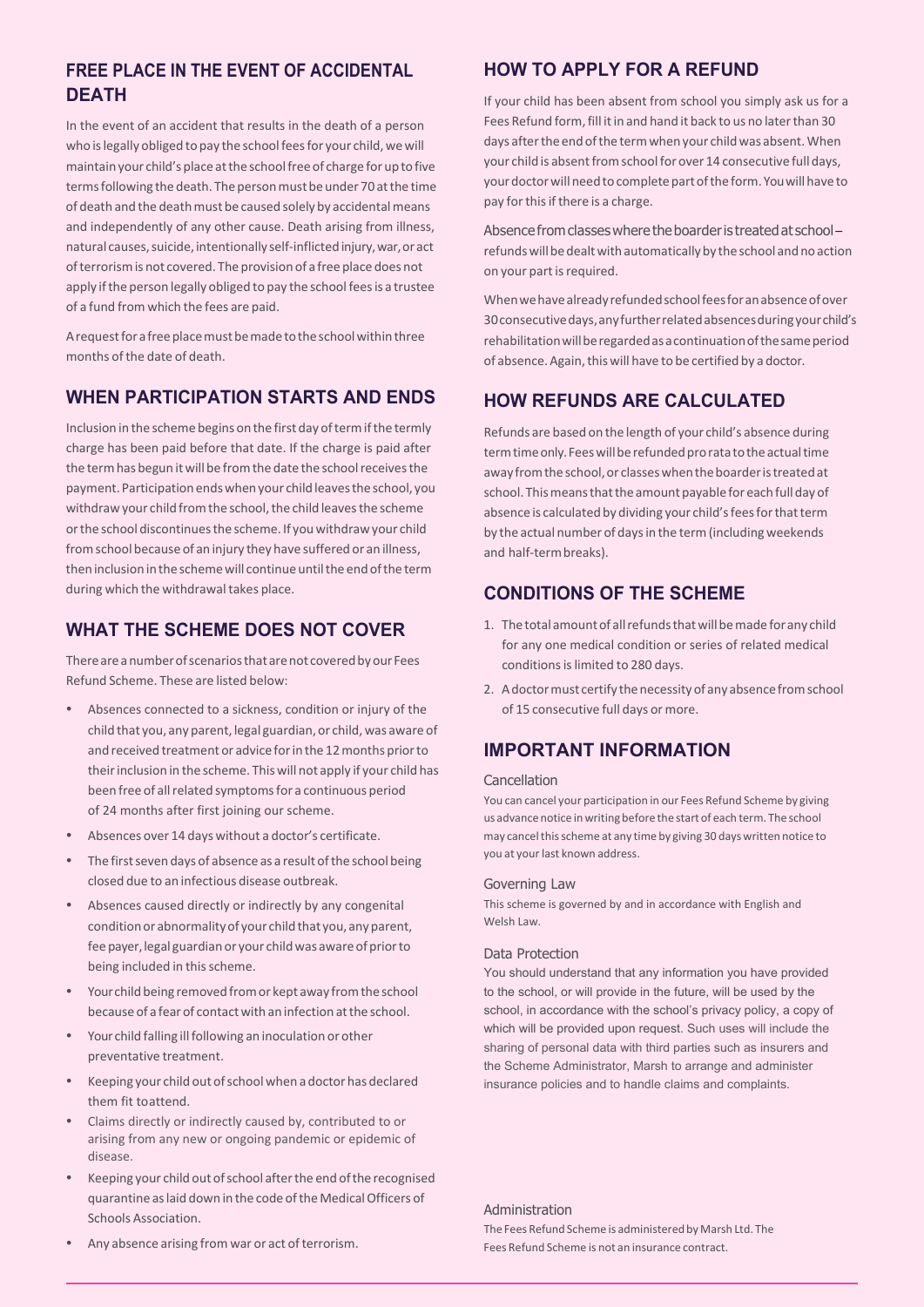## FREE PLACE IN THE EVENT OF ACCIDENTAL DEATH

In the event of an accident that results in the death of a person who is legally obliged to pay the school fees for your child, we will maintain your child's place at the school free of charge for up to five terms following the death. The person must be under 70 at the time of death and the death must be caused solely by accidental means and independently of any other cause. Death arising from illness, natural causes, suicide, intentionally self-inflicted injury, war, or act of terrorism is not covered. The provision of a free place does not apply if the person legally obliged to pay the school fees is a trustee of a fund from which the fees are paid.

A request for a free place must be made to the school within three months of the date of death.

## WHEN PARTICIPATION STARTS AND ENDS

Inclusion in the scheme begins on the first day of term if the termly charge has been paid before that date. If the charge is paid after the term has begun it will be from the date the school receives the payment. Participation ends when your child leaves the school, you withdraw your child from the school, the child leaves the scheme or the school discontinues the scheme. If you withdraw your child from school because of an injury they have suffered or an illness, then inclusion in the scheme will continue until the end of the term during which the withdrawal takes place.

## WHAT THE SCHEME DOES NOT COVER

There are a number of scenarios that are not covered by our Fees Refund Scheme. These are listed below:

- Absences connected to a sickness, condition or injury of the child that you, any parent, legal guardian, or child, was aware of and received treatment or advice for in the 12 months prior to their inclusion in the scheme. This will not apply if your child has been free of all related symptoms for a continuous period of 24 months after first joining our scheme.
- Absences over 14 days without a doctor's certificate.
- The first seven days of absence as a result of the school being closed due to an infectious disease outbreak.
- Absences caused directly or indirectly by any congenital condition or abnormality of your child that you, any parent, fee payer, legal guardian or your child was aware of prior to being included in this scheme.
- Your child being removed from or kept away from the school because of a fear of contact with an infection at the school.
- Your child falling ill following an inoculation or other preventative treatment.
- Keeping your child out of school when a doctor has declared them fit toattend.
- Claims directly or indirectly caused by, contributed to or arising from any new or ongoing pandemic or epidemic of disease.
- Keeping your child out of school after the end of the recognised quarantine as laid down in the code of the Medical Officers of Schools Association.
- Any absence arising from war or act of terrorism.

## HOW TO APPLY FOR A REFUND

If your child has been absent from school you simply ask us for a Fees Refund form, fill it in and hand it back to us no later than 30 days after the end of the term when your child was absent. When your child is absent from school for over 14 consecutive full days, your doctor will need to complete part of the form. You will have to pay for this if there is a charge.

Absence from classes where the boarder is treated at school – refunds will be dealt with automatically by the school and no action on your part is required.

When we have already refunded school fees for an absence of over 30 consecutive days, any further related absences during your child's rehabilitation will be regarded as a continuation of the same period of absence. Again, this will have to be certified by a doctor.

## HOW REFUNDS ARE CALCULATED

Refunds are based on the length of your child's absence during term time only. Fees will be refunded pro rata to the actual time away from the school, or classes when the boarder is treated at school. This means that the amount payable for each full day of absence is calculated by dividing your child's fees for that term by the actual number of days in the term (including weekends and half-term breaks).

## CONDITIONS OF THE SCHEME

1. The total amount of all refunds that will be made for any child for any one medical condition or series of related medical conditions is limited to 280 days.
2. A doctor must certify the necessity of any absence from school of 15 consecutive full days or more.

## IMPORTANT INFORMATION

### Cancellation

You can cancel your participation in our Fees Refund Scheme by giving us advance notice in writing before the start of each term. The school may cancel this scheme at any time by giving 30 days written notice to you at your last known address.

### Governing Law

This scheme is governed by and in accordance with English and Welsh Law.

### Data Protection

You should understand that any information you have provided to the school, or will provide in the future, will be used by the school, in accordance with the school's privacy policy, a copy of which will be provided upon request. Such uses will include the sharing of personal data with third parties such as insurers and the Scheme Administrator, Marsh to arrange and administer insurance policies and to handle claims and complaints.

### Administration

The Fees Refund Scheme is administered by Marsh Ltd. The Fees Refund Scheme is not an insurance contract.